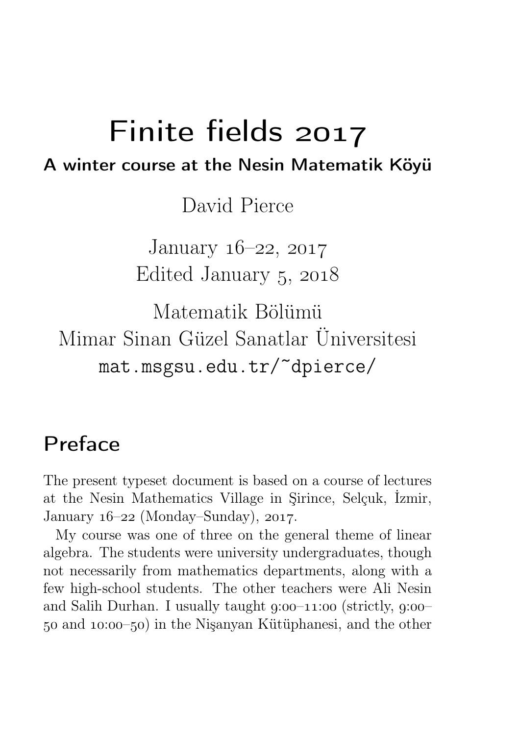# Finite fields 2017

**A winter course at the Nesin Matematik Köyü**

David Pierce

January 16–22, 2017
Edited January 5, 2018

Matematik Bölümü
Mimar Sinan Güzel Sanatlar Üniversitesi
`mat.msgsu.edu.tr/~dpierce/`

## Preface

The present typeset document is based on a course of lectures at the Nesin Mathematics Village in Şirince, Selçuk, İzmir, January 16–22 (Monday–Sunday), 2017.

My course was one of three on the general theme of linear algebra. The students were university undergraduates, though not necessarily from mathematics departments, along with a few high-school students. The other teachers were Ali Nesin and Salih Durhan. I usually taught 9:00–11:00 (strictly, 9:00–50 and 10:00–50) in the Nişanyan Kütüphanesi, and the other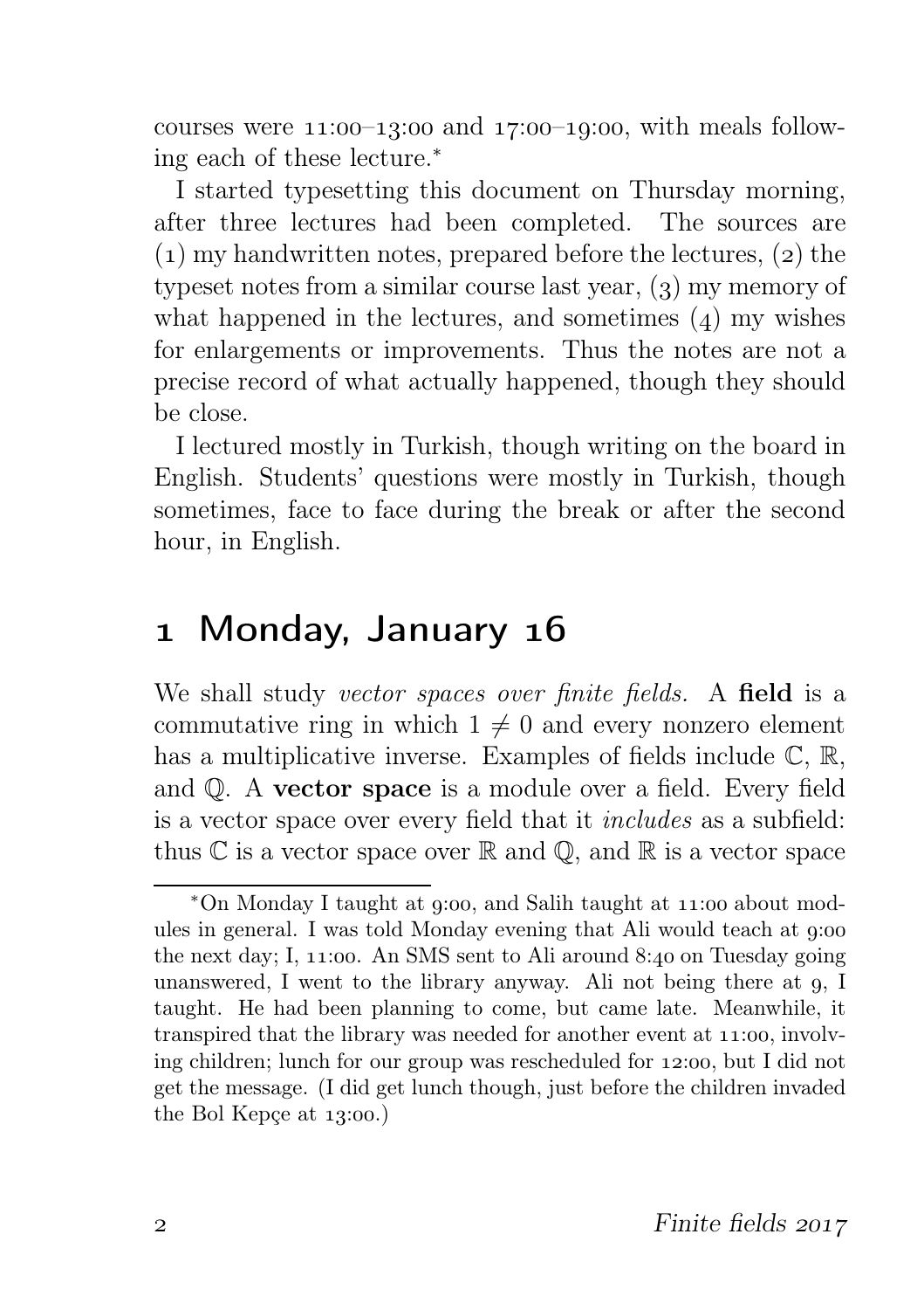courses were 11:00–13:00 and 17:00–19:00, with meals following each of these lecture.*

I started typesetting this document on Thursday morning, after three lectures had been completed. The sources are (1) my handwritten notes, prepared before the lectures, (2) the typeset notes from a similar course last year, (3) my memory of what happened in the lectures, and sometimes (4) my wishes for enlargements or improvements. Thus the notes are not a precise record of what actually happened, though they should be close.

I lectured mostly in Turkish, though writing on the board in English. Students' questions were mostly in Turkish, though sometimes, face to face during the break or after the second hour, in English.

# 1 Monday, January 16

We shall study *vector spaces over finite fields.* A **field** is a commutative ring in which $1 \neq 0$ and every nonzero element has a multiplicative inverse. Examples of fields include $\mathbb{C}$, $\mathbb{R}$, and $\mathbb{Q}$. A **vector space** is a module over a field. Every field is a vector space over every field that it *includes* as a subfield: thus $\mathbb{C}$ is a vector space over $\mathbb{R}$ and $\mathbb{Q}$, and $\mathbb{R}$ is a vector space

---

*On Monday I taught at 9:00, and Salih taught at 11:00 about modules in general. I was told Monday evening that Ali would teach at 9:00 the next day; I, 11:00. An SMS sent to Ali around 8:40 on Tuesday going unanswered, I went to the library anyway. Ali not being there at 9, I taught. He had been planning to come, but came late. Meanwhile, it transpired that the library was needed for another event at 11:00, involving children; lunch for our group was rescheduled for 12:00, but I did not get the message. (I did get lunch though, just before the children invaded the Bol Kepçe at 13:00.)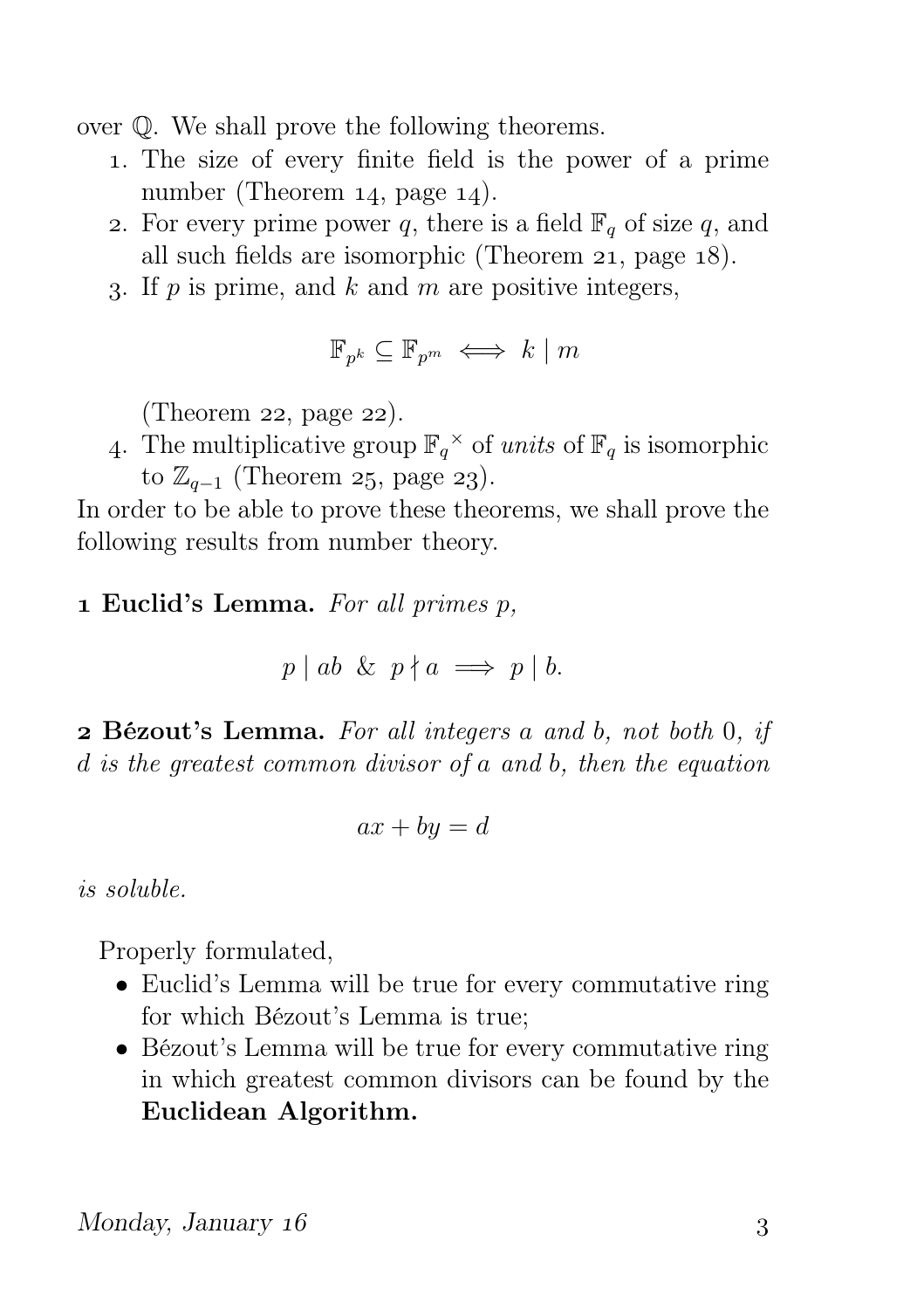over $\mathbb{Q}$. We shall prove the following theorems.

1. The size of every finite field is the power of a prime number (Theorem 14, page 14).
2. For every prime power $q$, there is a field $\mathbb{F}_q$ of size $q$, and all such fields are isomorphic (Theorem 21, page 18).
3. If $p$ is prime, and $k$ and $m$ are positive integers,

$$\mathbb{F}_{p^k} \subseteq \mathbb{F}_{p^m} \iff k \mid m$$

(Theorem 22, page 22).

4. The multiplicative group ${\mathbb{F}_q}^\times$ of *units* of $\mathbb{F}_q$ is isomorphic to $\mathbb{Z}_{q-1}$ (Theorem 25, page 23).

In order to be able to prove these theorems, we shall prove the following results from number theory.

**1 Euclid's Lemma.** *For all primes $p$,*

$$p \mid ab \;\&\; p \nmid a \implies p \mid b.$$

**2 Bézout's Lemma.** *For all integers $a$ and $b$, not both $0$, if $d$ is the greatest common divisor of $a$ and $b$, then the equation*

$$ax + by = d$$

*is soluble.*

Properly formulated,

- Euclid's Lemma will be true for every commutative ring for which Bézout's Lemma is true;
- Bézout's Lemma will be true for every commutative ring in which greatest common divisors can be found by the **Euclidean Algorithm.**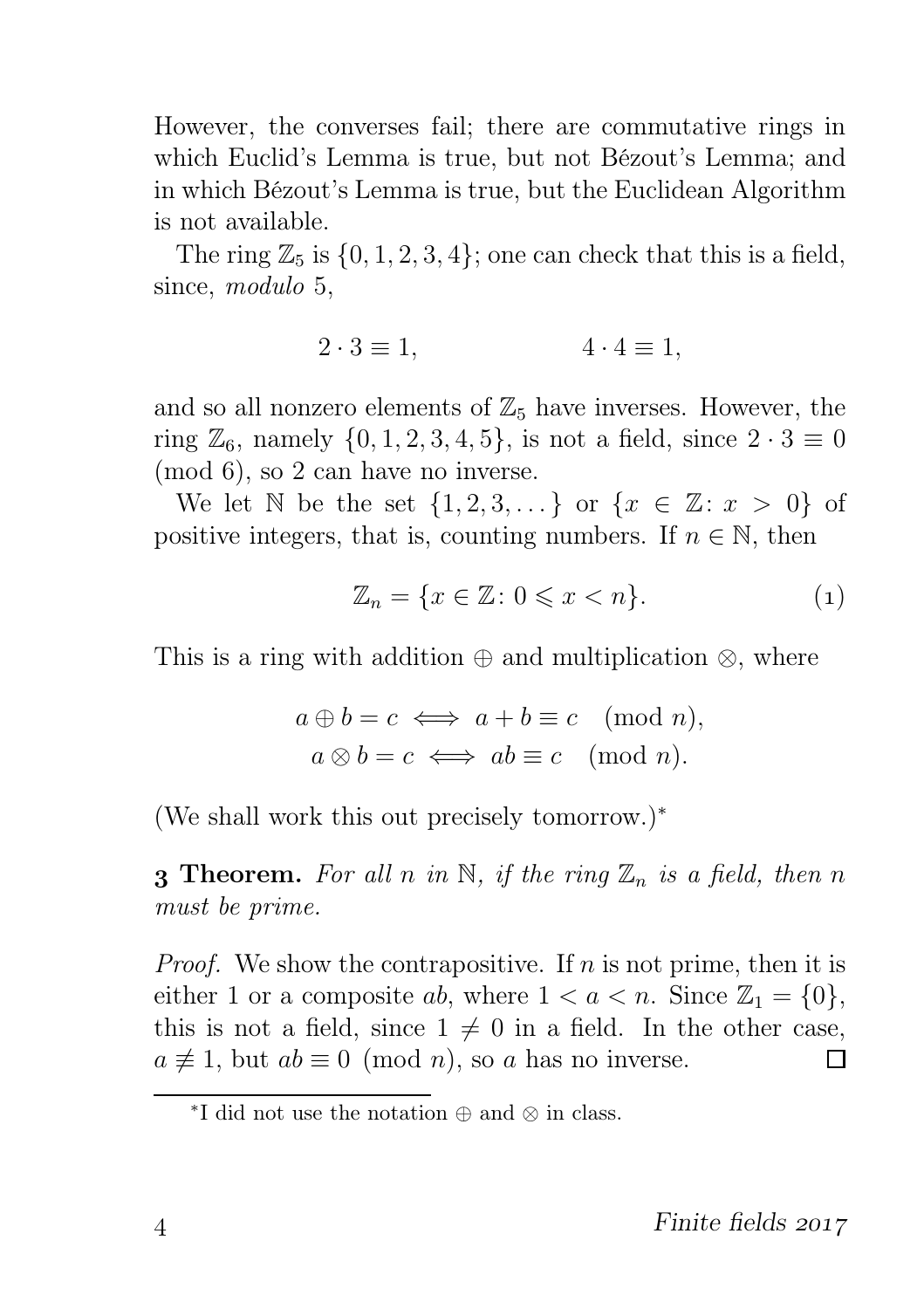However, the converses fail; there are commutative rings in which Euclid's Lemma is true, but not Bézout's Lemma; and in which Bézout's Lemma is true, but the Euclidean Algorithm is not available.

The ring $\mathbb{Z}_5$ is $\{0, 1, 2, 3, 4\}$; one can check that this is a field, since, *modulo* 5,

$$2 \cdot 3 \equiv 1, \qquad\qquad 4 \cdot 4 \equiv 1,$$

and so all nonzero elements of $\mathbb{Z}_5$ have inverses. However, the ring $\mathbb{Z}_6$, namely $\{0, 1, 2, 3, 4, 5\}$, is not a field, since $2 \cdot 3 \equiv 0 \pmod{6}$, so 2 can have no inverse.

We let $\mathbb{N}$ be the set $\{1, 2, 3, \dots\}$ or $\{x \in \mathbb{Z} \colon x > 0\}$ of positive integers, that is, counting numbers. If $n \in \mathbb{N}$, then

$$\mathbb{Z}_n = \{x \in \mathbb{Z} \colon 0 \leqslant x < n\}. \tag{1}$$

This is a ring with addition $\oplus$ and multiplication $\otimes$, where

$$a \oplus b = c \iff a + b \equiv c \pmod{n},$$
$$a \otimes b = c \iff ab \equiv c \pmod{n}.$$

(We shall work this out precisely tomorrow.)*

**3 Theorem.** *For all $n$ in $\mathbb{N}$, if the ring $\mathbb{Z}_n$ is a field, then $n$ must be prime.*

*Proof.* We show the contrapositive. If $n$ is not prime, then it is either 1 or a composite $ab$, where $1 < a < n$. Since $\mathbb{Z}_1 = \{0\}$, this is not a field, since $1 \neq 0$ in a field. In the other case, $a \not\equiv 1$, but $ab \equiv 0 \pmod{n}$, so $a$ has no inverse. □

*I did not use the notation $\oplus$ and $\otimes$ in class.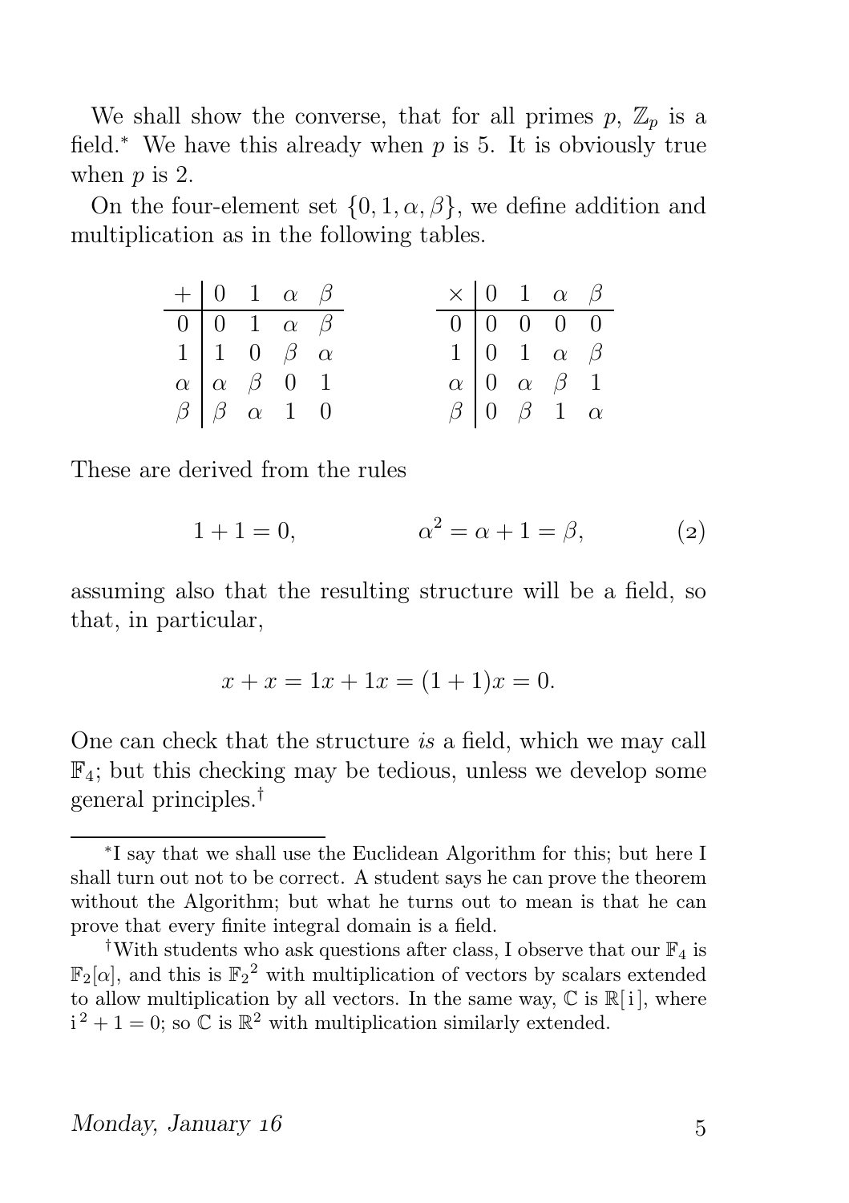We shall show the converse, that for all primes $p$, $\mathbb{Z}_p$ is a field.[*] We have this already when $p$ is 5. It is obviously true when $p$ is 2.

On the four-element set $\{0, 1, \alpha, \beta\}$, we define addition and multiplication as in the following tables.

| $+$ | $0$ | $1$ | $\alpha$ | $\beta$ |
|---|---|---|---|---|
| $0$ | $0$ | $1$ | $\alpha$ | $\beta$ |
| $1$ | $1$ | $0$ | $\beta$ | $\alpha$ |
| $\alpha$ | $\alpha$ | $\beta$ | $0$ | $1$ |
| $\beta$ | $\beta$ | $\alpha$ | $1$ | $0$ |

| $\times$ | $0$ | $1$ | $\alpha$ | $\beta$ |
|---|---|---|---|---|
| $0$ | $0$ | $0$ | $0$ | $0$ |
| $1$ | $0$ | $1$ | $\alpha$ | $\beta$ |
| $\alpha$ | $0$ | $\alpha$ | $\beta$ | $1$ |
| $\beta$ | $0$ | $\beta$ | $1$ | $\alpha$ |

These are derived from the rules

$$1 + 1 = 0, \qquad \alpha^2 = \alpha + 1 = \beta, \tag{2}$$

assuming also that the resulting structure will be a field, so that, in particular,

$$x + x = 1x + 1x = (1 + 1)x = 0.$$

One can check that the structure *is* a field, which we may call $\mathbb{F}_4$; but this checking may be tedious, unless we develop some general principles.[†]

---

[*] I say that we shall use the Euclidean Algorithm for this; but here I shall turn out not to be correct. A student says he can prove the theorem without the Algorithm; but what he turns out to mean is that he can prove that every finite integral domain is a field.

[†] With students who ask questions after class, I observe that our $\mathbb{F}_4$ is $\mathbb{F}_2[\alpha]$, and this is ${\mathbb{F}_2}^2$ with multiplication of vectors by scalars extended to allow multiplication by all vectors. In the same way, $\mathbb{C}$ is $\mathbb{R}[\mathrm{i}]$, where $\mathrm{i}^2 + 1 = 0$; so $\mathbb{C}$ is $\mathbb{R}^2$ with multiplication similarly extended.

*Monday, January 16*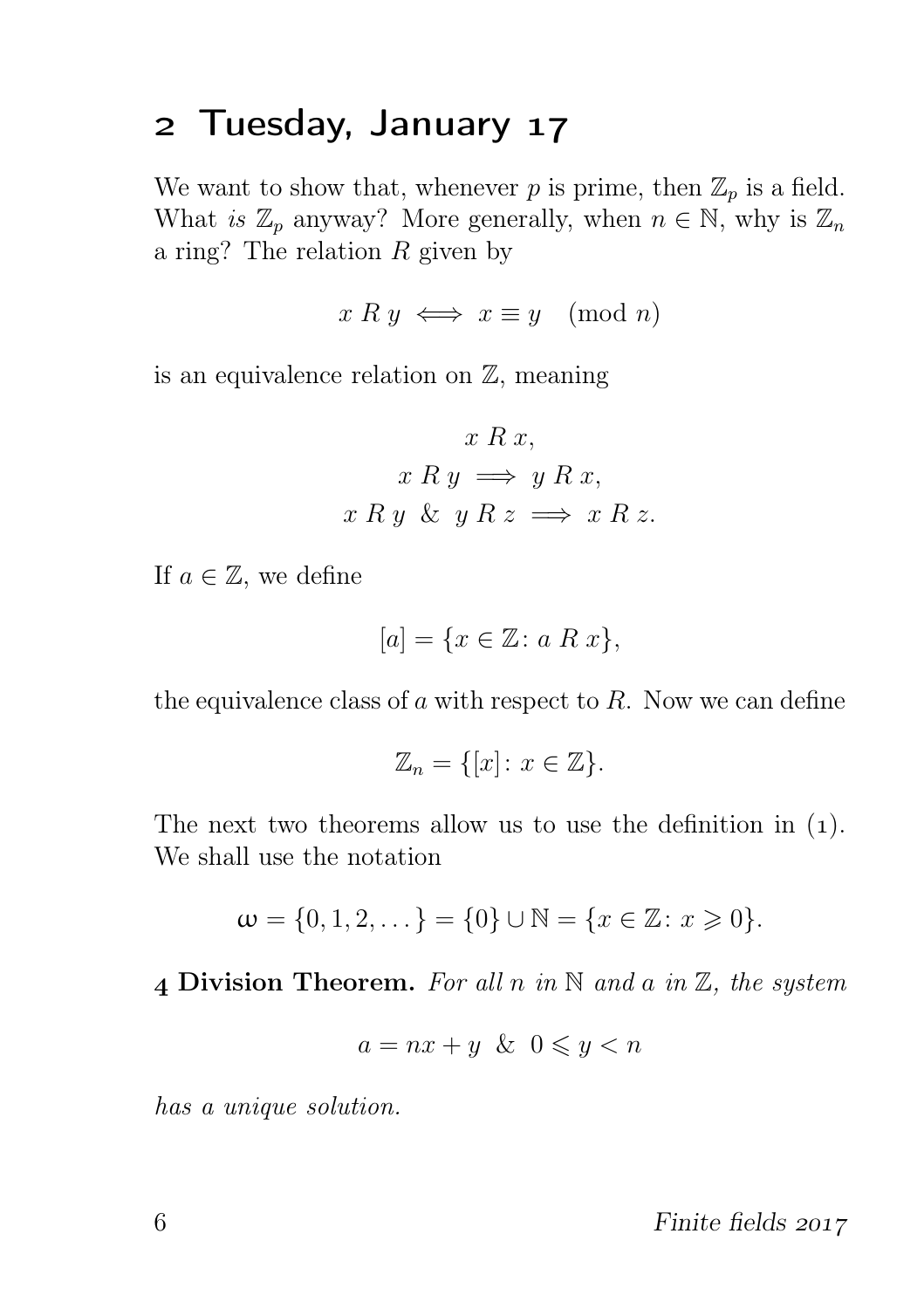## 2 Tuesday, January 17

We want to show that, whenever $p$ is prime, then $\mathbb{Z}_p$ is a field. What *is* $\mathbb{Z}_p$ anyway? More generally, when $n \in \mathbb{N}$, why is $\mathbb{Z}_n$ a ring? The relation $R$ given by

$$x \mathrel{R} y \iff x \equiv y \pmod{n}$$

is an equivalence relation on $\mathbb{Z}$, meaning

$$\begin{gathered} x \mathrel{R} x, \\ x \mathrel{R} y \implies y \mathrel{R} x, \\ x \mathrel{R} y \ \& \ y \mathrel{R} z \implies x \mathrel{R} z. \end{gathered}$$

If $a \in \mathbb{Z}$, we define

$$[a] = \{x \in \mathbb{Z} \colon a \mathrel{R} x\},$$

the equivalence class of $a$ with respect to $R$. Now we can define

$$\mathbb{Z}_n = \{[x] \colon x \in \mathbb{Z}\}.$$

The next two theorems allow us to use the definition in (1). We shall use the notation

$$\omega = \{0, 1, 2, \dots\} = \{0\} \cup \mathbb{N} = \{x \in \mathbb{Z} \colon x \geqslant 0\}.$$

**4 Division Theorem.** *For all $n$ in $\mathbb{N}$ and $a$ in $\mathbb{Z}$, the system*

$$a = nx + y \ \& \ 0 \leqslant y < n$$

*has a unique solution.*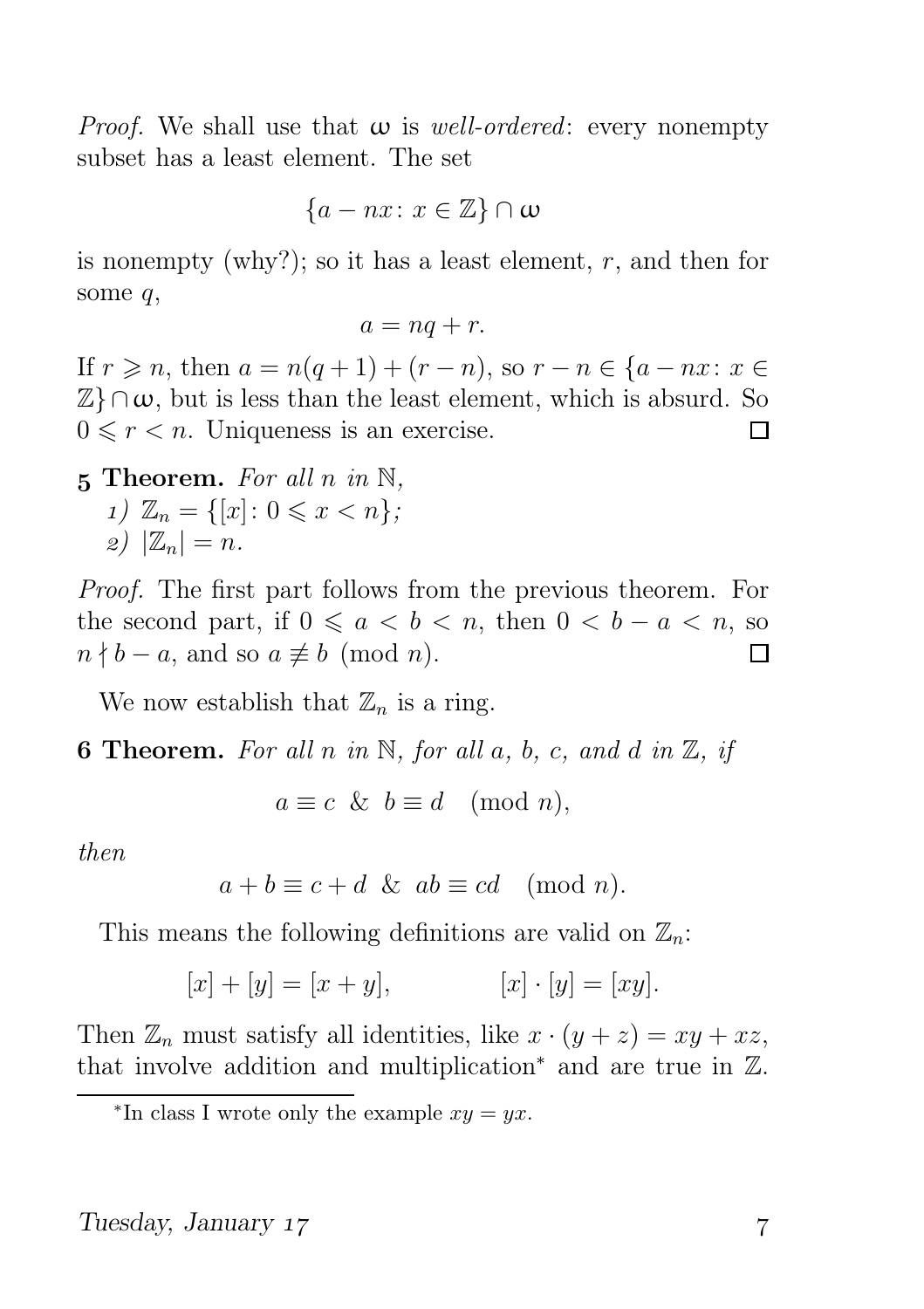*Proof.* We shall use that $\omega$ is *well-ordered*: every nonempty subset has a least element. The set

$$\{a - nx \colon x \in \mathbb{Z}\} \cap \omega$$

is nonempty (why?); so it has a least element, $r$, and then for some $q$,

$$a = nq + r.$$

If $r \geqslant n$, then $a = n(q+1) + (r-n)$, so $r - n \in \{a - nx \colon x \in \mathbb{Z}\} \cap \omega$, but is less than the least element, which is absurd. So $0 \leqslant r < n$. Uniqueness is an exercise. □

**5 Theorem.** *For all $n$ in $\mathbb{N}$,*

1) $\mathbb{Z}_n = \{[x] \colon 0 \leqslant x < n\}$;
2) $|\mathbb{Z}_n| = n$.

*Proof.* The first part follows from the previous theorem. For the second part, if $0 \leqslant a < b < n$, then $0 < b - a < n$, so $n \nmid b - a$, and so $a \not\equiv b \pmod{n}$. □

We now establish that $\mathbb{Z}_n$ is a ring.

**6 Theorem.** *For all $n$ in $\mathbb{N}$, for all $a$, $b$, $c$, and $d$ in $\mathbb{Z}$, if*

$$a \equiv c \;\;\&\;\; b \equiv d \pmod{n},$$

*then*

$$a + b \equiv c + d \;\;\&\;\; ab \equiv cd \pmod{n}.$$

This means the following definitions are valid on $\mathbb{Z}_n$:

$$[x] + [y] = [x + y], \qquad\qquad [x] \cdot [y] = [xy].$$

Then $\mathbb{Z}_n$ must satisfy all identities, like $x \cdot (y + z) = xy + xz$, that involve addition and multiplication* and are true in $\mathbb{Z}$.

*In class I wrote only the example $xy = yx$.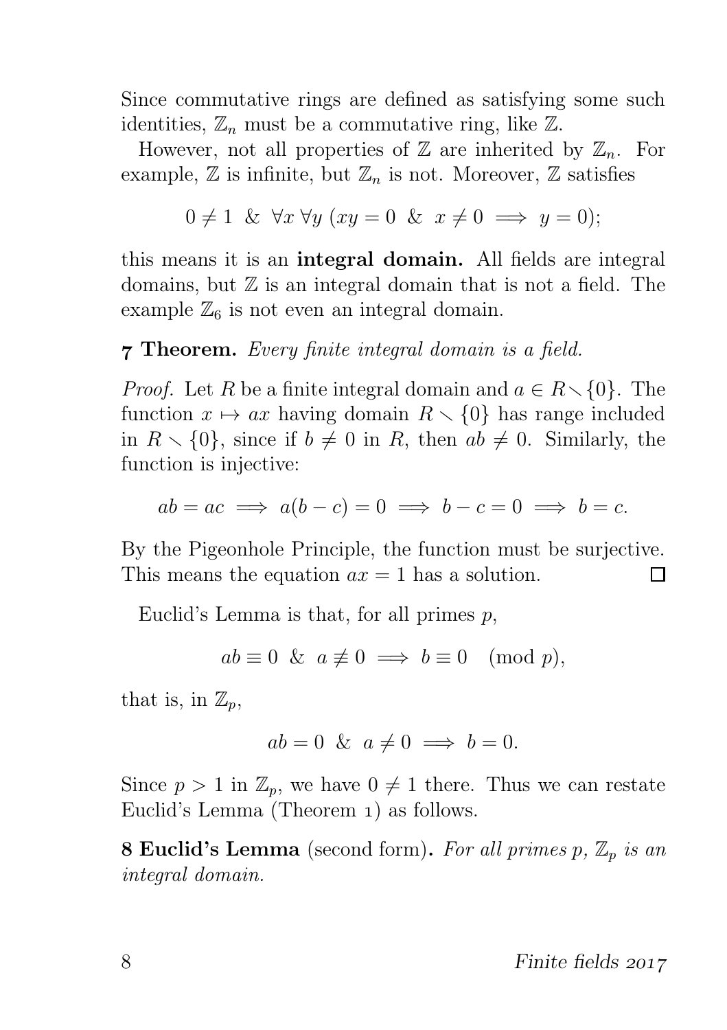Since commutative rings are defined as satisfying some such identities, $\mathbb{Z}_n$ must be a commutative ring, like $\mathbb{Z}$.

However, not all properties of $\mathbb{Z}$ are inherited by $\mathbb{Z}_n$. For example, $\mathbb{Z}$ is infinite, but $\mathbb{Z}_n$ is not. Moreover, $\mathbb{Z}$ satisfies

$$0 \neq 1 \ \& \ \forall x \, \forall y \, (xy = 0 \ \& \ x \neq 0 \implies y = 0);$$

this means it is an **integral domain.** All fields are integral domains, but $\mathbb{Z}$ is an integral domain that is not a field. The example $\mathbb{Z}_6$ is not even an integral domain.

**7 Theorem.** *Every finite integral domain is a field.*

*Proof.* Let $R$ be a finite integral domain and $a \in R \smallsetminus \{0\}$. The function $x \mapsto ax$ having domain $R \smallsetminus \{0\}$ has range included in $R \smallsetminus \{0\}$, since if $b \neq 0$ in $R$, then $ab \neq 0$. Similarly, the function is injective:

$$ab = ac \implies a(b - c) = 0 \implies b - c = 0 \implies b = c.$$

By the Pigeonhole Principle, the function must be surjective. This means the equation $ax = 1$ has a solution. □

Euclid's Lemma is that, for all primes $p$,

$$ab \equiv 0 \ \& \ a \not\equiv 0 \implies b \equiv 0 \pmod{p},$$

that is, in $\mathbb{Z}_p$,

$$ab = 0 \ \& \ a \neq 0 \implies b = 0.$$

Since $p > 1$ in $\mathbb{Z}_p$, we have $0 \neq 1$ there. Thus we can restate Euclid's Lemma (Theorem 1) as follows.

**8 Euclid's Lemma** (second form)**.** *For all primes $p$, $\mathbb{Z}_p$ is an integral domain.*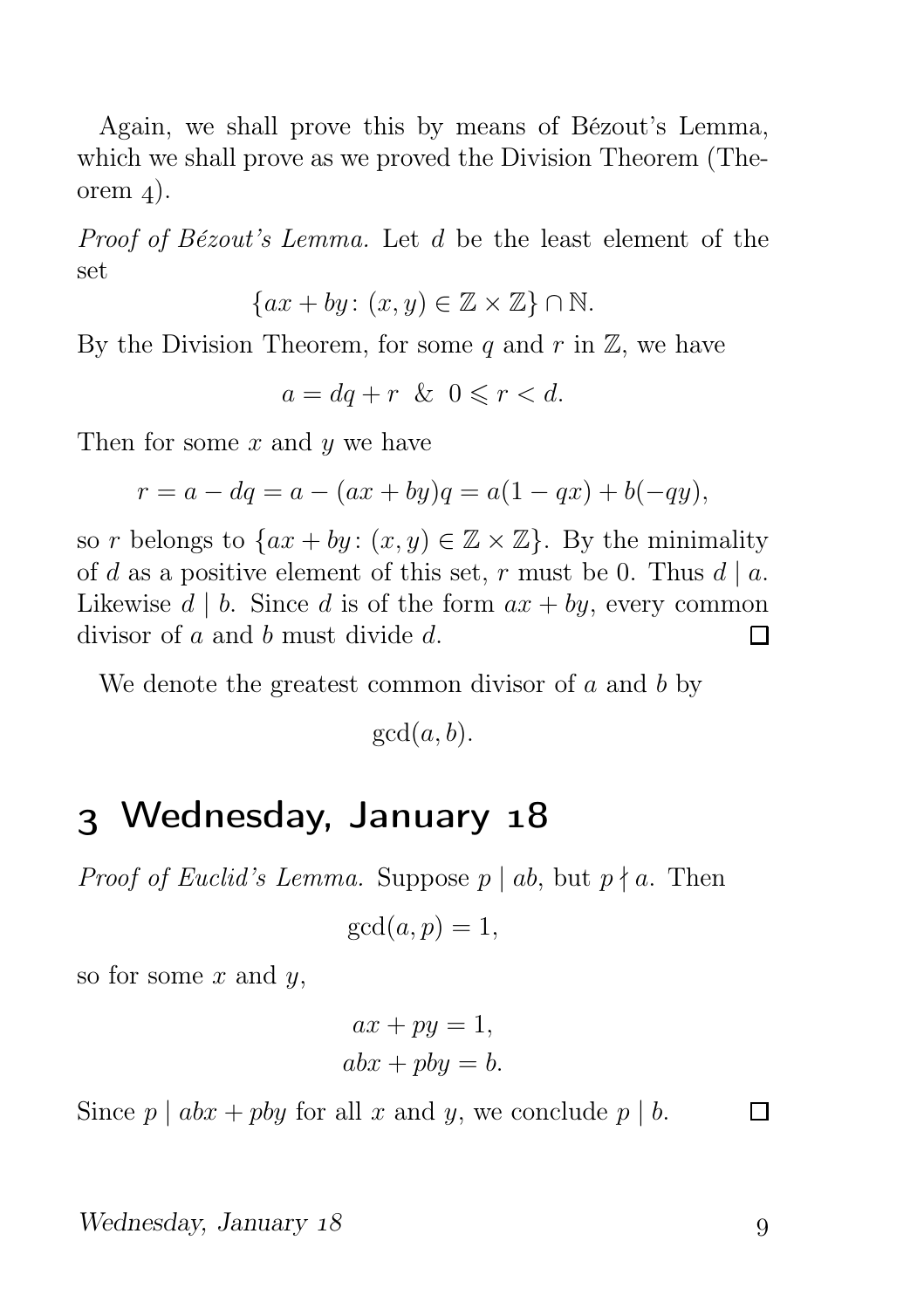Again, we shall prove this by means of Bézout's Lemma, which we shall prove as we proved the Division Theorem (Theorem 4).

*Proof of Bézout's Lemma.* Let $d$ be the least element of the set

$$\{ax + by \colon (x, y) \in \mathbb{Z} \times \mathbb{Z}\} \cap \mathbb{N}.$$

By the Division Theorem, for some $q$ and $r$ in $\mathbb{Z}$, we have

$$a = dq + r \;\;\&\;\; 0 \leqslant r < d.$$

Then for some $x$ and $y$ we have

$$r = a - dq = a - (ax + by)q = a(1 - qx) + b(-qy),$$

so $r$ belongs to $\{ax + by \colon (x, y) \in \mathbb{Z} \times \mathbb{Z}\}$. By the minimality of $d$ as a positive element of this set, $r$ must be 0. Thus $d \mid a$. Likewise $d \mid b$. Since $d$ is of the form $ax + by$, every common divisor of $a$ and $b$ must divide $d$. □

We denote the greatest common divisor of $a$ and $b$ by

$$\gcd(a, b).$$

## 3 Wednesday, January 18

*Proof of Euclid's Lemma.* Suppose $p \mid ab$, but $p \nmid a$. Then

$$\gcd(a, p) = 1,$$

so for some $x$ and $y$,

$$ax + py = 1,$$
$$abx + pby = b.$$

Since $p \mid abx + pby$ for all $x$ and $y$, we conclude $p \mid b$. □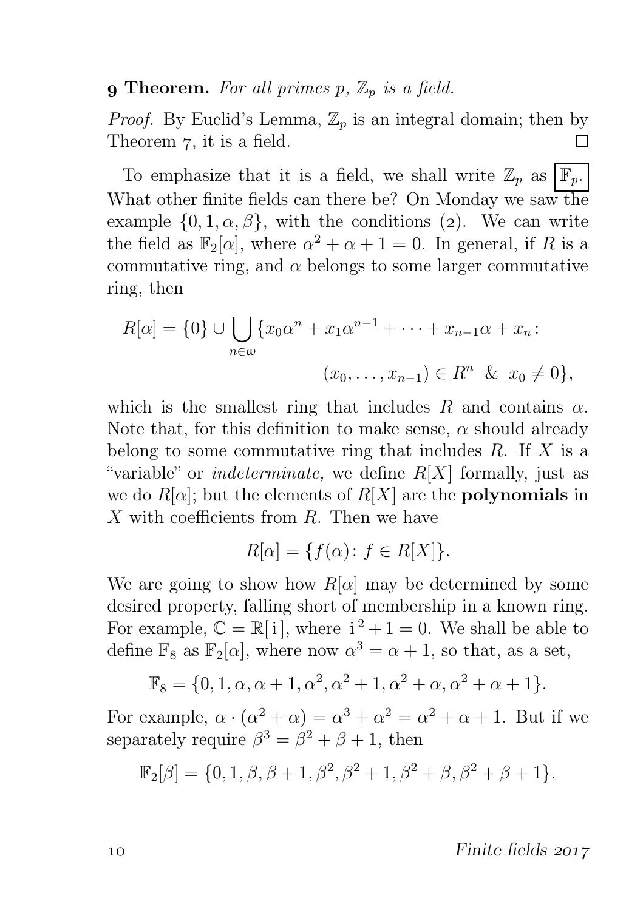**9 Theorem.** *For all primes $p$, $\mathbb{Z}_p$ is a field.*

*Proof.* By Euclid's Lemma, $\mathbb{Z}_p$ is an integral domain; then by Theorem 7, it is a field. □

To emphasize that it is a field, we shall write $\mathbb{Z}_p$ as $\boxed{\mathbb{F}_p.}$ What other finite fields can there be? On Monday we saw the example $\{0, 1, \alpha, \beta\}$, with the conditions (2). We can write the field as $\mathbb{F}_2[\alpha]$, where $\alpha^2 + \alpha + 1 = 0$. In general, if $R$ is a commutative ring, and $\alpha$ belongs to some larger commutative ring, then

$$R[\alpha] = \{0\} \cup \bigcup_{n \in \omega} \{x_0\alpha^n + x_1\alpha^{n-1} + \cdots + x_{n-1}\alpha + x_n \colon (x_0, \ldots, x_{n-1}) \in R^n \ \&\ x_0 \neq 0\},$$

which is the smallest ring that includes $R$ and contains $\alpha$. Note that, for this definition to make sense, $\alpha$ should already belong to some commutative ring that includes $R$. If $X$ is a "variable" or *indeterminate,* we define $R[X]$ formally, just as we do $R[\alpha]$; but the elements of $R[X]$ are the **polynomials** in $X$ with coefficients from $R$. Then we have

$$R[\alpha] = \{f(\alpha) \colon f \in R[X]\}.$$

We are going to show how $R[\alpha]$ may be determined by some desired property, falling short of membership in a known ring. For example, $\mathbb{C} = \mathbb{R}[\mathrm{i}]$, where $\mathrm{i}^2 + 1 = 0$. We shall be able to define $\mathbb{F}_8$ as $\mathbb{F}_2[\alpha]$, where now $\alpha^3 = \alpha + 1$, so that, as a set,

$$\mathbb{F}_8 = \{0, 1, \alpha, \alpha + 1, \alpha^2, \alpha^2 + 1, \alpha^2 + \alpha, \alpha^2 + \alpha + 1\}.$$

For example, $\alpha \cdot (\alpha^2 + \alpha) = \alpha^3 + \alpha^2 = \alpha^2 + \alpha + 1$. But if we separately require $\beta^3 = \beta^2 + \beta + 1$, then

$$\mathbb{F}_2[\beta] = \{0, 1, \beta, \beta + 1, \beta^2, \beta^2 + 1, \beta^2 + \beta, \beta^2 + \beta + 1\}.$$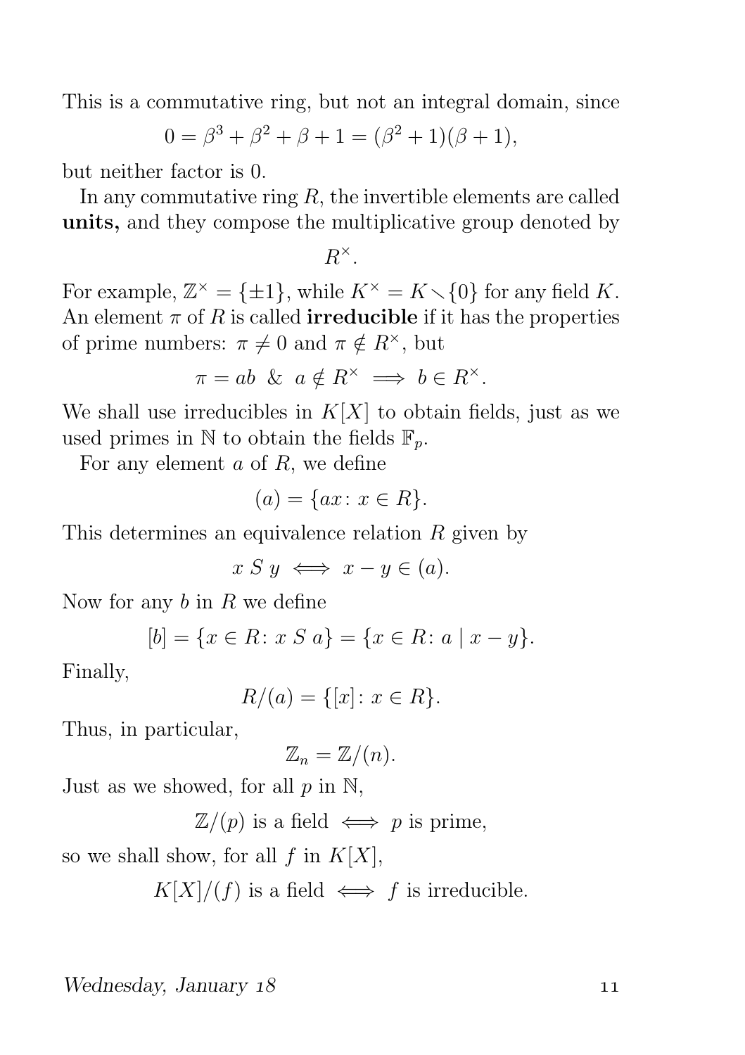This is a commutative ring, but not an integral domain, since

$$0 = \beta^3 + \beta^2 + \beta + 1 = (\beta^2 + 1)(\beta + 1),$$

but neither factor is 0.

In any commutative ring $R$, the invertible elements are called **units,** and they compose the multiplicative group denoted by

$$R^\times.$$

For example, $\mathbb{Z}^\times = \{\pm 1\}$, while $K^\times = K \smallsetminus \{0\}$ for any field $K$. An element $\pi$ of $R$ is called **irreducible** if it has the properties of prime numbers: $\pi \neq 0$ and $\pi \notin R^\times$, but

$$\pi = ab \ \& \ a \notin R^\times \implies b \in R^\times.$$

We shall use irreducibles in $K[X]$ to obtain fields, just as we used primes in $\mathbb{N}$ to obtain the fields $\mathbb{F}_p$.

For any element $a$ of $R$, we define

$$(a) = \{ax \colon x \in R\}.$$

This determines an equivalence relation $R$ given by

$$x \ S \ y \iff x - y \in (a).$$

Now for any $b$ in $R$ we define

$$[b] = \{x \in R \colon x \ S \ a\} = \{x \in R \colon a \mid x - y\}.$$

Finally,

$$R/(a) = \{[x] \colon x \in R\}.$$

Thus, in particular,

$$\mathbb{Z}_n = \mathbb{Z}/(n).$$

Just as we showed, for all $p$ in $\mathbb{N}$,

$$\mathbb{Z}/(p) \text{ is a field} \iff p \text{ is prime},$$

so we shall show, for all $f$ in $K[X]$,

$$K[X]/(f) \text{ is a field} \iff f \text{ is irreducible.}$$

*Wednesday, January 18*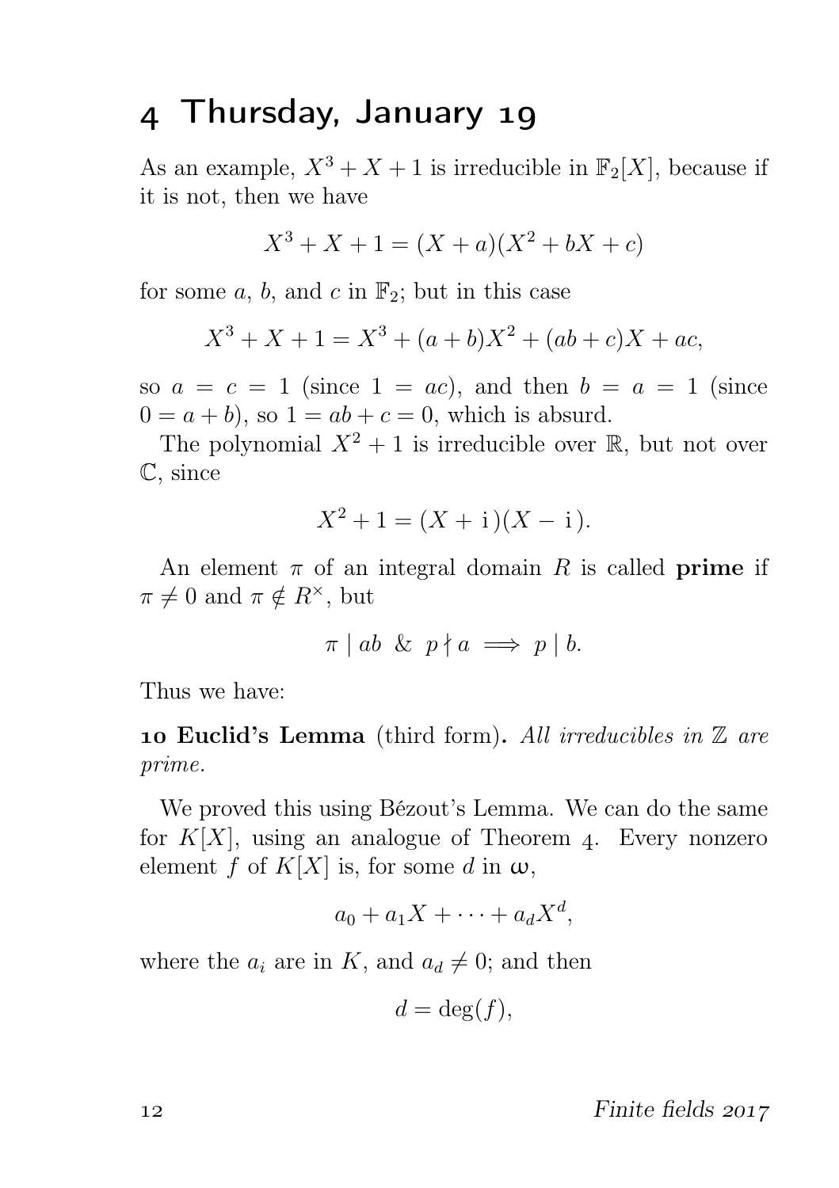# 4 Thursday, January 19

As an example, $X^3 + X + 1$ is irreducible in $\mathbb{F}_2[X]$, because if it is not, then we have

$$X^3 + X + 1 = (X + a)(X^2 + bX + c)$$

for some $a$, $b$, and $c$ in $\mathbb{F}_2$; but in this case

$$X^3 + X + 1 = X^3 + (a + b)X^2 + (ab + c)X + ac,$$

so $a = c = 1$ (since $1 = ac$), and then $b = a = 1$ (since $0 = a + b$), so $1 = ab + c = 0$, which is absurd.

The polynomial $X^2 + 1$ is irreducible over $\mathbb{R}$, but not over $\mathbb{C}$, since

$$X^2 + 1 = (X + \mathrm{i})(X - \mathrm{i}).$$

An element $\pi$ of an integral domain $R$ is called **prime** if $\pi \neq 0$ and $\pi \notin R^\times$, but

$$\pi \mid ab \ \& \ p \nmid a \implies p \mid b.$$

Thus we have:

**10 Euclid's Lemma** (third form). *All irreducibles in $\mathbb{Z}$ are prime.*

We proved this using Bézout's Lemma. We can do the same for $K[X]$, using an analogue of Theorem 4. Every nonzero element $f$ of $K[X]$ is, for some $d$ in $\omega$,

$$a_0 + a_1X + \cdots + a_dX^d,$$

where the $a_i$ are in $K$, and $a_d \neq 0$; and then

$$d = \deg(f),$$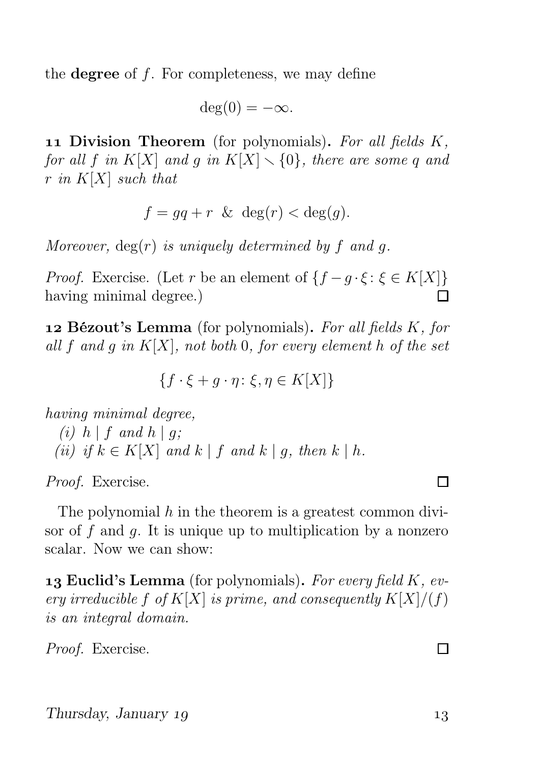the **degree** of $f$. For completeness, we may define

$$\deg(0) = -\infty.$$

**11 Division Theorem** (for polynomials). *For all fields $K$, for all $f$ in $K[X]$ and $g$ in $K[X] \smallsetminus \{0\}$, there are some $q$ and $r$ in $K[X]$ such that*

$$f = gq + r \ \ \& \ \ \deg(r) < \deg(g).$$

*Moreover, $\deg(r)$ is uniquely determined by $f$ and $g$.*

*Proof.* Exercise. (Let $r$ be an element of $\{f - g \cdot \xi \colon \xi \in K[X]\}$ having minimal degree.) □

**12 Bézout's Lemma** (for polynomials). *For all fields $K$, for all $f$ and $g$ in $K[X]$, not both 0, for every element $h$ of the set*

$$\{f \cdot \xi + g \cdot \eta \colon \xi, \eta \in K[X]\}$$

*having minimal degree,*

*(i) $h \mid f$ and $h \mid g$;*
*(ii) if $k \in K[X]$ and $k \mid f$ and $k \mid g$, then $k \mid h$.*

*Proof.* Exercise. □

The polynomial $h$ in the theorem is a greatest common divisor of $f$ and $g$. It is unique up to multiplication by a nonzero scalar. Now we can show:

**13 Euclid's Lemma** (for polynomials). *For every field $K$, every irreducible $f$ of $K[X]$ is prime, and consequently $K[X]/(f)$ is an integral domain.*

*Proof.* Exercise. □

*Thursday, January 19*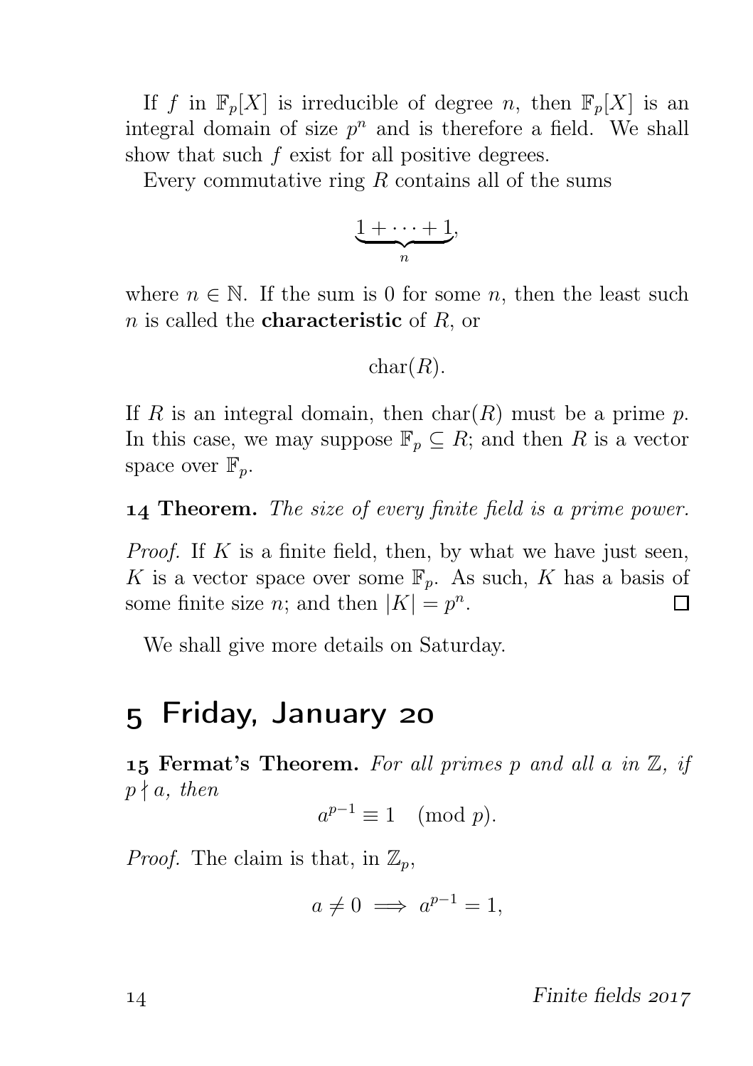If $f$ in $\mathbb{F}_p[X]$ is irreducible of degree $n$, then $\mathbb{F}_p[X]$ is an integral domain of size $p^n$ and is therefore a field. We shall show that such $f$ exist for all positive degrees.

Every commutative ring $R$ contains all of the sums

$$\underbrace{1 + \cdots + 1}_{n},$$

where $n \in \mathbb{N}$. If the sum is 0 for some $n$, then the least such $n$ is called the **characteristic** of $R$, or

$$\operatorname{char}(R).$$

If $R$ is an integral domain, then $\operatorname{char}(R)$ must be a prime $p$. In this case, we may suppose $\mathbb{F}_p \subseteq R$; and then $R$ is a vector space over $\mathbb{F}_p$.

**14 Theorem.** *The size of every finite field is a prime power.*

*Proof.* If $K$ is a finite field, then, by what we have just seen, $K$ is a vector space over some $\mathbb{F}_p$. As such, $K$ has a basis of some finite size $n$; and then $|K| = p^n$. □

We shall give more details on Saturday.

## 5 Friday, January 20

**15 Fermat's Theorem.** *For all primes $p$ and all $a$ in $\mathbb{Z}$, if $p \nmid a$, then*

$$a^{p-1} \equiv 1 \pmod{p}.$$

*Proof.* The claim is that, in $\mathbb{Z}_p$,

$$a \neq 0 \implies a^{p-1} = 1,$$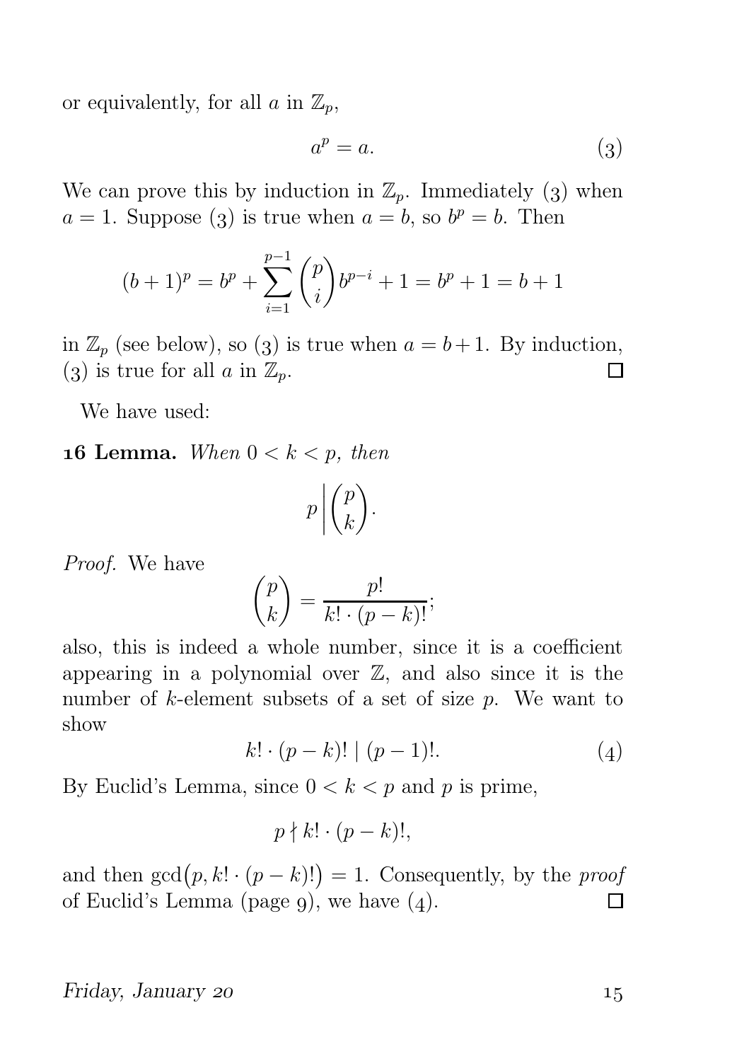or equivalently, for all $a$ in $\mathbb{Z}_p$,

$$a^p = a. \tag{3}$$

We can prove this by induction in $\mathbb{Z}_p$. Immediately (3) when $a = 1$. Suppose (3) is true when $a = b$, so $b^p = b$. Then

$$(b+1)^p = b^p + \sum_{i=1}^{p-1} \binom{p}{i} b^{p-i} + 1 = b^p + 1 = b + 1$$

in $\mathbb{Z}_p$ (see below), so (3) is true when $a = b+1$. By induction, (3) is true for all $a$ in $\mathbb{Z}_p$. □

We have used:

**16 Lemma.** *When $0 < k < p$, then*

$$p \left| \binom{p}{k} \right..$$

*Proof.* We have

$$\binom{p}{k} = \frac{p!}{k! \cdot (p-k)!};$$

also, this is indeed a whole number, since it is a coefficient appearing in a polynomial over $\mathbb{Z}$, and also since it is the number of $k$-element subsets of a set of size $p$. We want to show

$$k! \cdot (p-k)! \mid (p-1)!. \tag{4}$$

By Euclid's Lemma, since $0 < k < p$ and $p$ is prime,

$$p \nmid k! \cdot (p-k)!,$$

and then $\gcd\bigl(p, k! \cdot (p-k)!\bigr) = 1$. Consequently, by the *proof* of Euclid's Lemma (page 9), we have (4). □

*Friday, January 20*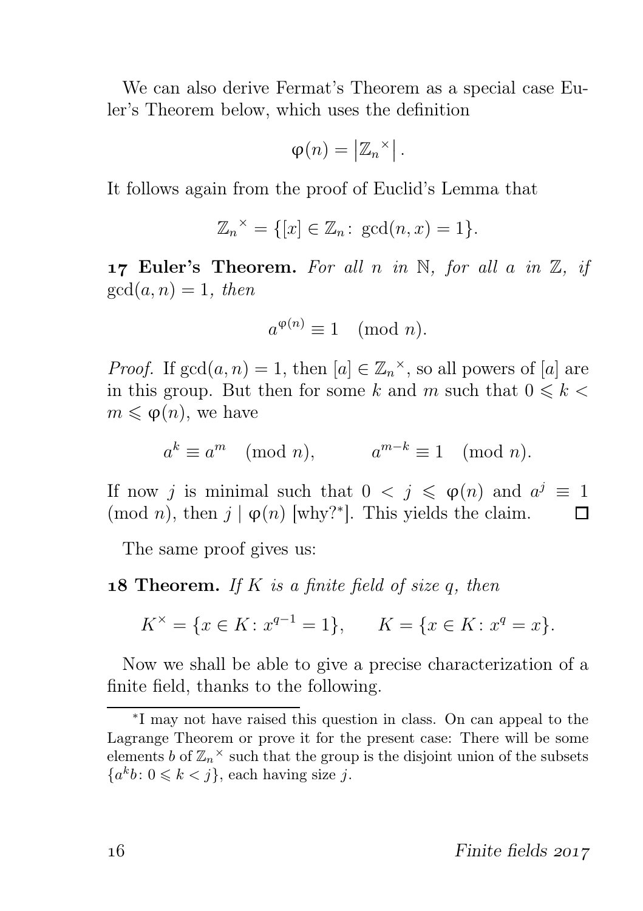We can also derive Fermat's Theorem as a special case Euler's Theorem below, which uses the definition

$$\varphi(n) = \left|\mathbb{Z}_n{}^{\times}\right|.$$

It follows again from the proof of Euclid's Lemma that

$$\mathbb{Z}_n{}^{\times} = \{[x] \in \mathbb{Z}_n \colon \gcd(n, x) = 1\}.$$

**17 Euler's Theorem.** *For all $n$ in $\mathbb{N}$, for all $a$ in $\mathbb{Z}$, if $\gcd(a, n) = 1$, then*

$$a^{\varphi(n)} \equiv 1 \pmod{n}.$$

*Proof.* If $\gcd(a, n) = 1$, then $[a] \in \mathbb{Z}_n{}^{\times}$, so all powers of $[a]$ are in this group. But then for some $k$ and $m$ such that $0 \leqslant k < m \leqslant \varphi(n)$, we have

$$a^k \equiv a^m \pmod{n}, \qquad a^{m-k} \equiv 1 \pmod{n}.$$

If now $j$ is minimal such that $0 < j \leqslant \varphi(n)$ and $a^j \equiv 1 \pmod{n}$, then $j \mid \varphi(n)$ [why?*]. This yields the claim. □

The same proof gives us:

**18 Theorem.** *If $K$ is a finite field of size $q$, then*

$$K^{\times} = \{x \in K \colon x^{q-1} = 1\}, \qquad K = \{x \in K \colon x^q = x\}.$$

Now we shall be able to give a precise characterization of a finite field, thanks to the following.

---

*I may not have raised this question in class. On can appeal to the Lagrange Theorem or prove it for the present case: There will be some elements $b$ of $\mathbb{Z}_n{}^{\times}$ such that the group is the disjoint union of the subsets $\{a^k b \colon 0 \leqslant k < j\}$, each having size $j$.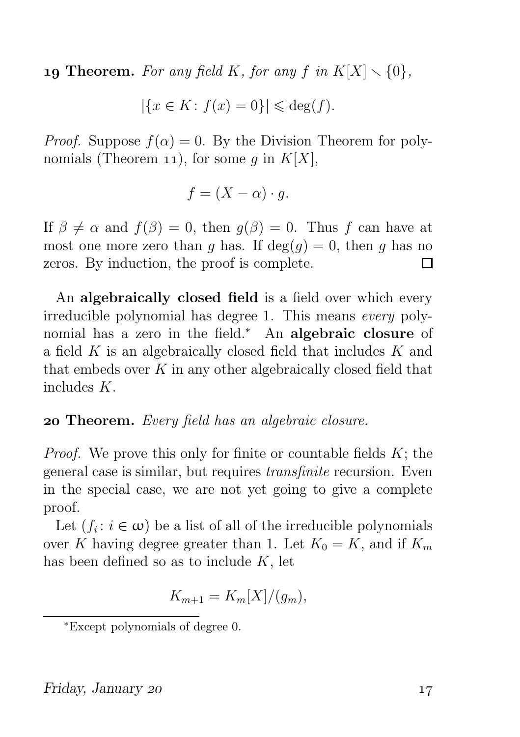**19 Theorem.** *For any field $K$, for any $f$ in $K[X] \smallsetminus \{0\}$,*

$$|\{x \in K \colon f(x) = 0\}| \leqslant \deg(f).$$

*Proof.* Suppose $f(\alpha) = 0$. By the Division Theorem for polynomials (Theorem 11), for some $g$ in $K[X]$,

$$f = (X - \alpha) \cdot g.$$

If $\beta \neq \alpha$ and $f(\beta) = 0$, then $g(\beta) = 0$. Thus $f$ can have at most one more zero than $g$ has. If $\deg(g) = 0$, then $g$ has no zeros. By induction, the proof is complete. □

An **algebraically closed field** is a field over which every irreducible polynomial has degree 1. This means *every* polynomial has a zero in the field.* An **algebraic closure** of a field $K$ is an algebraically closed field that includes $K$ and that embeds over $K$ in any other algebraically closed field that includes $K$.

**20 Theorem.** *Every field has an algebraic closure.*

*Proof.* We prove this only for finite or countable fields $K$; the general case is similar, but requires *transfinite* recursion. Even in the special case, we are not yet going to give a complete proof.

Let $(f_i \colon i \in \omega)$ be a list of all of the irreducible polynomials over $K$ having degree greater than 1. Let $K_0 = K$, and if $K_m$ has been defined so as to include $K$, let

$$K_{m+1} = K_m[X]/(g_m),$$

*Except polynomials of degree 0.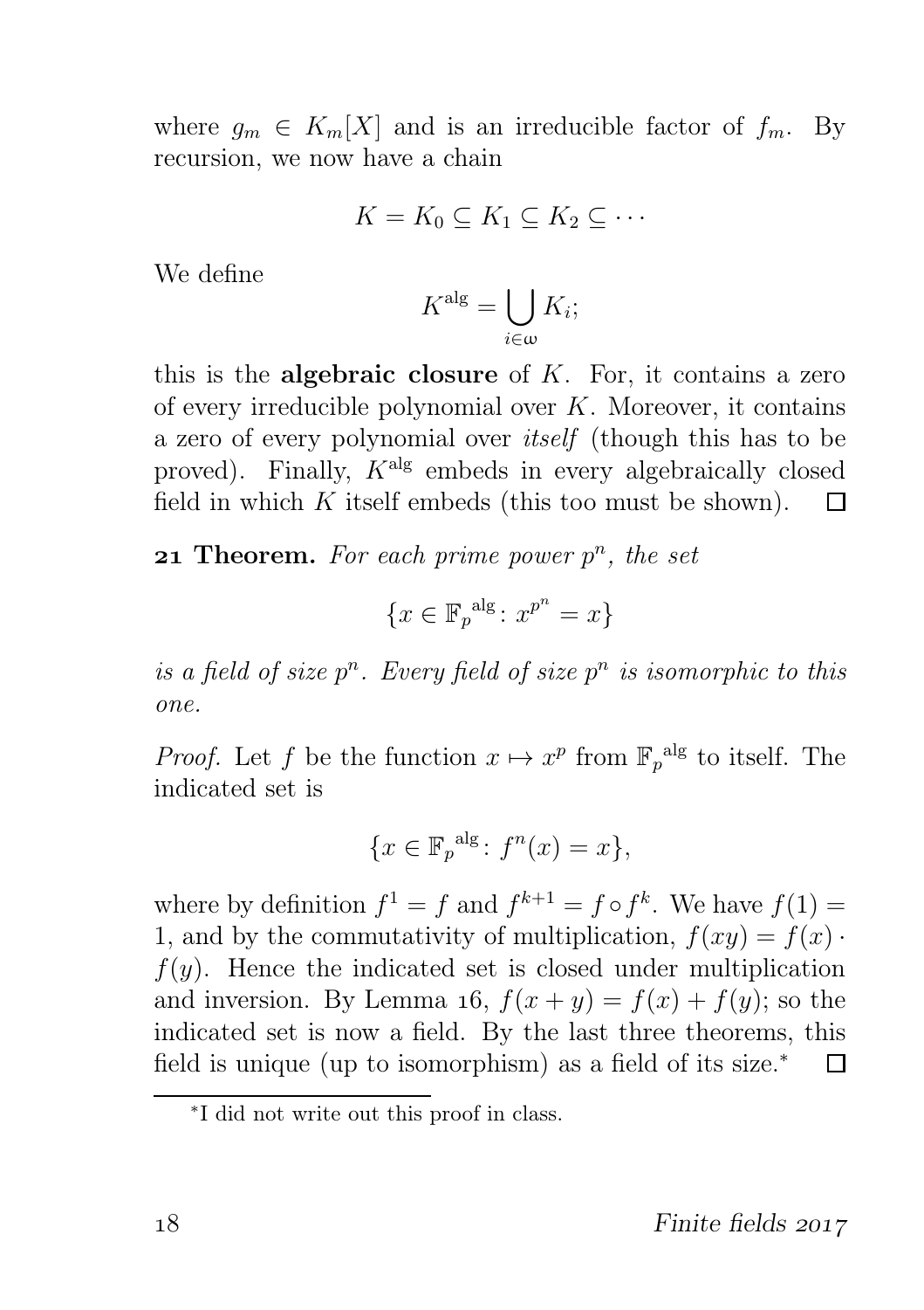where $g_m \in K_m[X]$ and is an irreducible factor of $f_m$. By recursion, we now have a chain

$$K = K_0 \subseteq K_1 \subseteq K_2 \subseteq \cdots$$

We define

$$K^{\text{alg}} = \bigcup_{i \in \omega} K_i;$$

this is the **algebraic closure** of $K$. For, it contains a zero of every irreducible polynomial over $K$. Moreover, it contains a zero of every polynomial over *itself* (though this has to be proved). Finally, $K^{\text{alg}}$ embeds in every algebraically closed field in which $K$ itself embeds (this too must be shown). □

**21 Theorem.** *For each prime power $p^n$, the set*

$$\{x \in {\mathbb{F}_p}^{\text{alg}} \colon x^{p^n} = x\}$$

*is a field of size $p^n$. Every field of size $p^n$ is isomorphic to this one.*

*Proof.* Let $f$ be the function $x \mapsto x^p$ from ${\mathbb{F}_p}^{\text{alg}}$ to itself. The indicated set is

$$\{x \in {\mathbb{F}_p}^{\text{alg}} \colon f^n(x) = x\},$$

where by definition $f^1 = f$ and $f^{k+1} = f \circ f^k$. We have $f(1) = 1$, and by the commutativity of multiplication, $f(xy) = f(x) \cdot f(y)$. Hence the indicated set is closed under multiplication and inversion. By Lemma 16, $f(x + y) = f(x) + f(y)$; so the indicated set is now a field. By the last three theorems, this field is unique (up to isomorphism) as a field of its size.* □

*I did not write out this proof in class.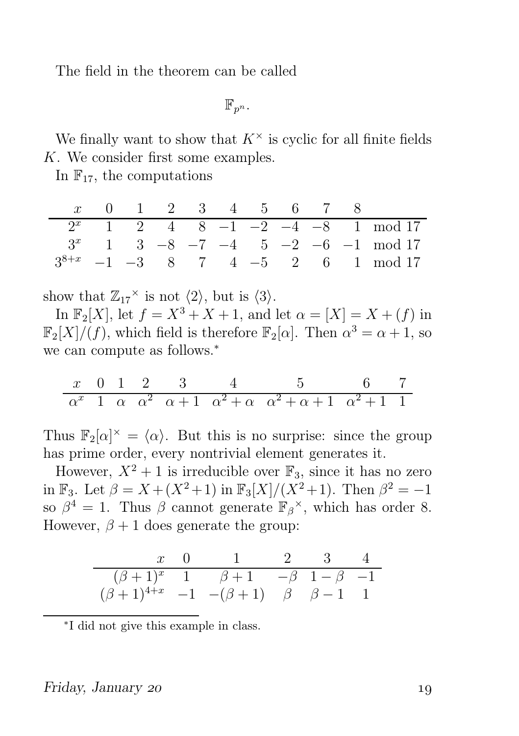The field in the theorem can be called

$$\mathbb{F}_{p^n}.$$

We finally want to show that $K^\times$ is cyclic for all finite fields $K$. We consider first some examples.

In $\mathbb{F}_{17}$, the computations

| $x$ | 0 | 1 | 2 | 3 | 4 | 5 | 6 | 7 | 8 | |
|---|---|---|---|---|---|---|---|---|---|---|
| $2^x$ | 1 | 2 | 4 | 8 | $-1$ | $-2$ | $-4$ | $-8$ | 1 | mod 17 |
| $3^x$ | 1 | 3 | $-8$ | $-7$ | $-4$ | 5 | $-2$ | $-6$ | $-1$ | mod 17 |
| $3^{8+x}$ | $-1$ | $-3$ | 8 | 7 | 4 | $-5$ | 2 | 6 | 1 | mod 17 |

show that ${\mathbb{Z}_{17}}^\times$ is not $\langle 2\rangle$, but is $\langle 3\rangle$.

In $\mathbb{F}_2[X]$, let $f = X^3 + X + 1$, and let $\alpha = [X] = X + (f)$ in $\mathbb{F}_2[X]/(f)$, which field is therefore $\mathbb{F}_2[\alpha]$. Then $\alpha^3 = \alpha + 1$, so we can compute as follows.*

| $x$ | 0 | 1 | 2 | 3 | 4 | 5 | 6 | 7 |
|---|---|---|---|---|---|---|---|---|
| $\alpha^x$ | 1 | $\alpha$ | $\alpha^2$ | $\alpha+1$ | $\alpha^2+\alpha$ | $\alpha^2+\alpha+1$ | $\alpha^2+1$ | 1 |

Thus $\mathbb{F}_2[\alpha]^\times = \langle\alpha\rangle$. But this is no surprise: since the group has prime order, every nontrivial element generates it.

However, $X^2+1$ is irreducible over $\mathbb{F}_3$, since it has no zero in $\mathbb{F}_3$. Let $\beta = X + (X^2+1)$ in $\mathbb{F}_3[X]/(X^2+1)$. Then $\beta^2 = -1$ so $\beta^4 = 1$. Thus $\beta$ cannot generate ${\mathbb{F}_\beta}^\times$, which has order 8. However, $\beta + 1$ does generate the group:

| $x$ | 0 | 1 | 2 | 3 | 4 |
|---|---|---|---|---|---|
| $(\beta+1)^x$ | 1 | $\beta+1$ | $-\beta$ | $1-\beta$ | $-1$ |
| $(\beta+1)^{4+x}$ | $-1$ | $-(\beta+1)$ | $\beta$ | $\beta-1$ | 1 |

*I did not give this example in class.

*Friday, January 20*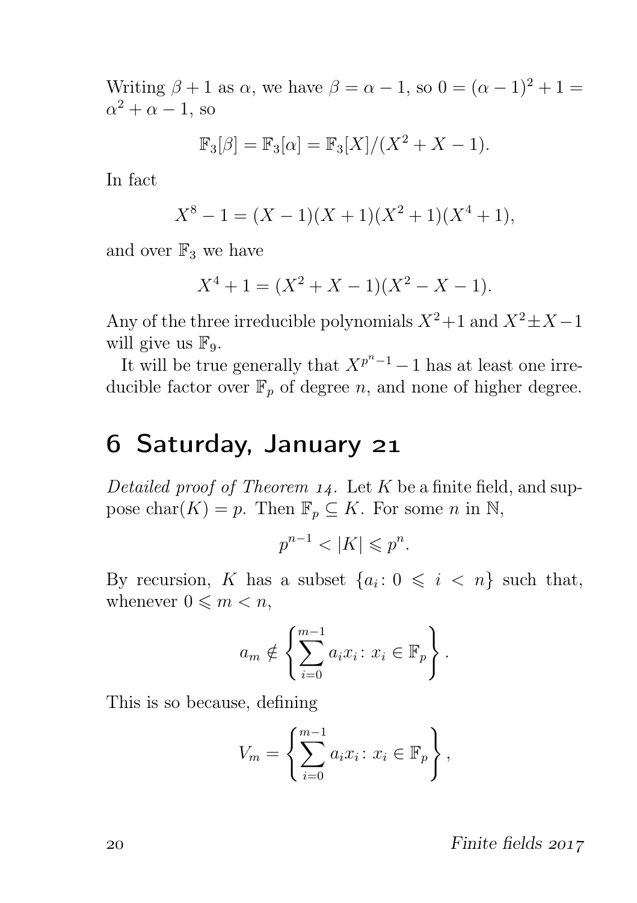Writing $\beta + 1$ as $\alpha$, we have $\beta = \alpha - 1$, so $0 = (\alpha - 1)^2 + 1 = \alpha^2 + \alpha - 1$, so

$$\mathbb{F}_3[\beta] = \mathbb{F}_3[\alpha] = \mathbb{F}_3[X]/(X^2 + X - 1).$$

In fact

$$X^8 - 1 = (X - 1)(X + 1)(X^2 + 1)(X^4 + 1),$$

and over $\mathbb{F}_3$ we have

$$X^4 + 1 = (X^2 + X - 1)(X^2 - X - 1).$$

Any of the three irreducible polynomials $X^2+1$ and $X^2 \pm X - 1$ will give us $\mathbb{F}_9$.

It will be true generally that $X^{p^n-1} - 1$ has at least one irreducible factor over $\mathbb{F}_p$ of degree $n$, and none of higher degree.

## 6 Saturday, January 21

*Detailed proof of Theorem 14.* Let $K$ be a finite field, and suppose $\operatorname{char}(K) = p$. Then $\mathbb{F}_p \subseteq K$. For some $n$ in $\mathbb{N}$,

$$p^{n-1} < |K| \leqslant p^n.$$

By recursion, $K$ has a subset $\{a_i \colon 0 \leqslant i < n\}$ such that, whenever $0 \leqslant m < n$,

$$a_m \notin \left\{ \sum_{i=0}^{m-1} a_i x_i \colon x_i \in \mathbb{F}_p \right\}.$$

This is so because, defining

$$V_m = \left\{ \sum_{i=0}^{m-1} a_i x_i \colon x_i \in \mathbb{F}_p \right\},$$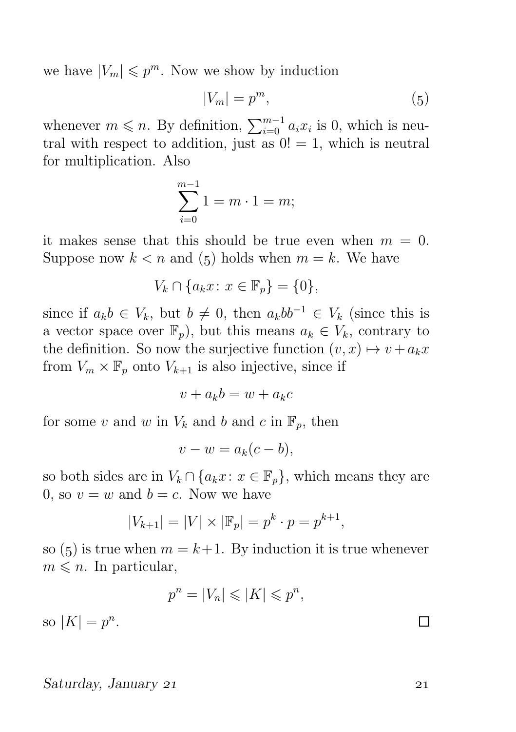we have $|V_m| \leqslant p^m$. Now we show by induction

$$|V_m| = p^m, \tag{5}$$

whenever $m \leqslant n$. By definition, $\sum_{i=0}^{m-1} a_i x_i$ is 0, which is neutral with respect to addition, just as $0! = 1$, which is neutral for multiplication. Also

$$\sum_{i=0}^{m-1} 1 = m \cdot 1 = m;$$

it makes sense that this should be true even when $m = 0$. Suppose now $k < n$ and (5) holds when $m = k$. We have

$$V_k \cap \{a_k x \colon x \in \mathbb{F}_p\} = \{0\},$$

since if $a_k b \in V_k$, but $b \neq 0$, then $a_k b b^{-1} \in V_k$ (since this is a vector space over $\mathbb{F}_p$), but this means $a_k \in V_k$, contrary to the definition. So now the surjective function $(v, x) \mapsto v + a_k x$ from $V_m \times \mathbb{F}_p$ onto $V_{k+1}$ is also injective, since if

$$v + a_k b = w + a_k c$$

for some $v$ and $w$ in $V_k$ and $b$ and $c$ in $\mathbb{F}_p$, then

$$v - w = a_k(c - b),$$

so both sides are in $V_k \cap \{a_k x \colon x \in \mathbb{F}_p\}$, which means they are 0, so $v = w$ and $b = c$. Now we have

$$|V_{k+1}| = |V| \times |\mathbb{F}_p| = p^k \cdot p = p^{k+1},$$

so (5) is true when $m = k+1$. By induction it is true whenever $m \leqslant n$. In particular,

$$p^n = |V_n| \leqslant |K| \leqslant p^n,$$

so $|K| = p^n$. □

*Saturday, January 21*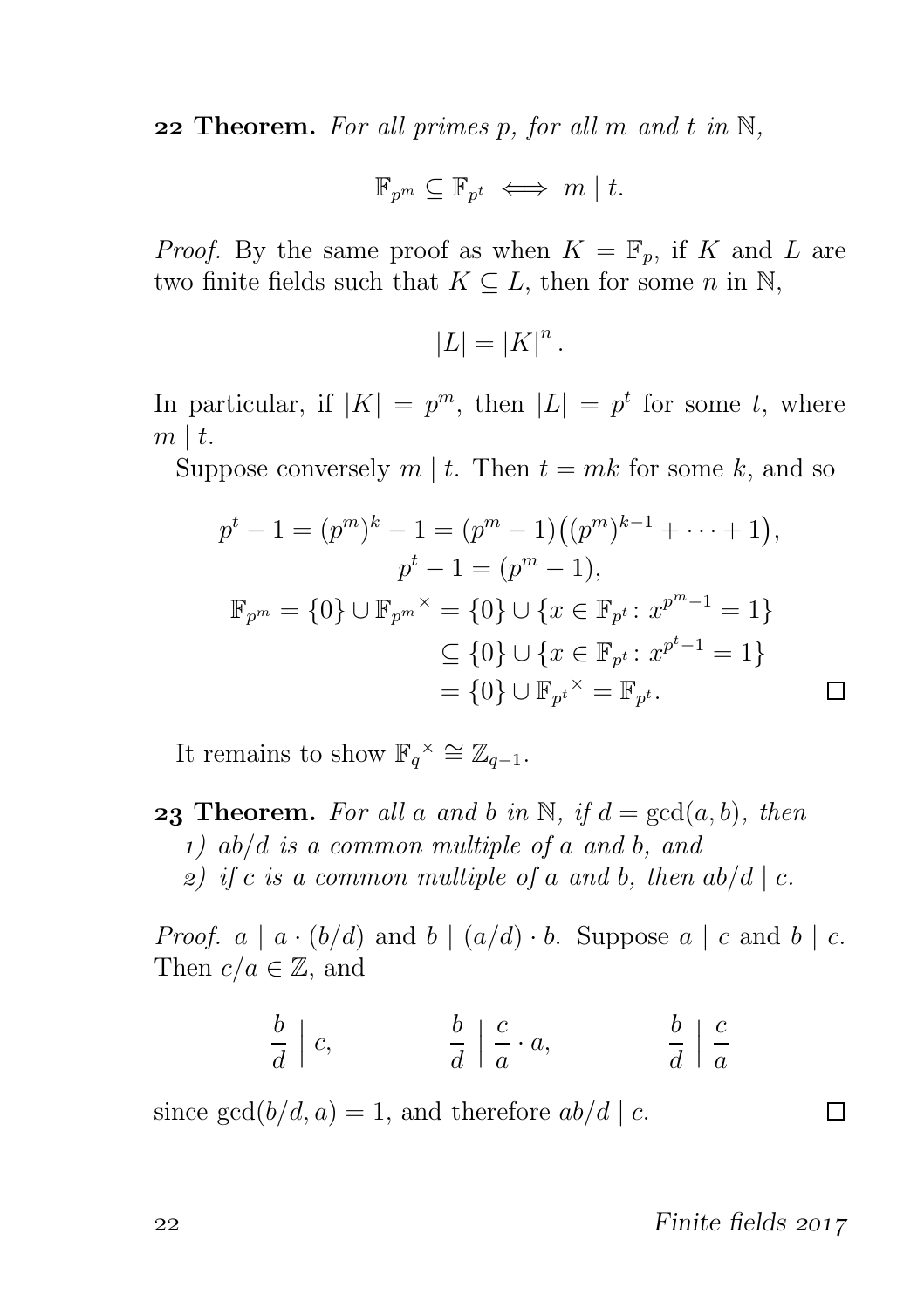**22 Theorem.** *For all primes $p$, for all $m$ and $t$ in $\mathbb{N}$,*

$$\mathbb{F}_{p^m} \subseteq \mathbb{F}_{p^t} \iff m \mid t.$$

*Proof.* By the same proof as when $K = \mathbb{F}_p$, if $K$ and $L$ are two finite fields such that $K \subseteq L$, then for some $n$ in $\mathbb{N}$,

$$|L| = |K|^n.$$

In particular, if $|K| = p^m$, then $|L| = p^t$ for some $t$, where $m \mid t$.

Suppose conversely $m \mid t$. Then $t = mk$ for some $k$, and so

$$\begin{aligned}
p^t - 1 = (p^m)^k - 1 &= (p^m - 1)\big((p^m)^{k-1} + \cdots + 1\big), \\
p^t - 1 &= (p^m - 1), \\
\mathbb{F}_{p^m} = \{0\} \cup {\mathbb{F}_{p^m}}^\times &= \{0\} \cup \{x \in \mathbb{F}_{p^t} \colon x^{p^m - 1} = 1\} \\
&\subseteq \{0\} \cup \{x \in \mathbb{F}_{p^t} \colon x^{p^t - 1} = 1\} \\
&= \{0\} \cup {\mathbb{F}_{p^t}}^\times = \mathbb{F}_{p^t}.
\end{aligned}$$

□

It remains to show ${\mathbb{F}_q}^\times \cong \mathbb{Z}_{q-1}$.

**23 Theorem.** *For all $a$ and $b$ in $\mathbb{N}$, if $d = \gcd(a, b)$, then*

1) *$ab/d$ is a common multiple of $a$ and $b$, and*
2) *if $c$ is a common multiple of $a$ and $b$, then $ab/d \mid c$.*

*Proof.* $a \mid a \cdot (b/d)$ and $b \mid (a/d) \cdot b$. Suppose $a \mid c$ and $b \mid c$. Then $c/a \in \mathbb{Z}$, and

$$\frac{b}{d} \;\Big|\; c, \qquad \frac{b}{d} \;\Big|\; \frac{c}{a} \cdot a, \qquad \frac{b}{d} \;\Big|\; \frac{c}{a}$$

since $\gcd(b/d, a) = 1$, and therefore $ab/d \mid c$. □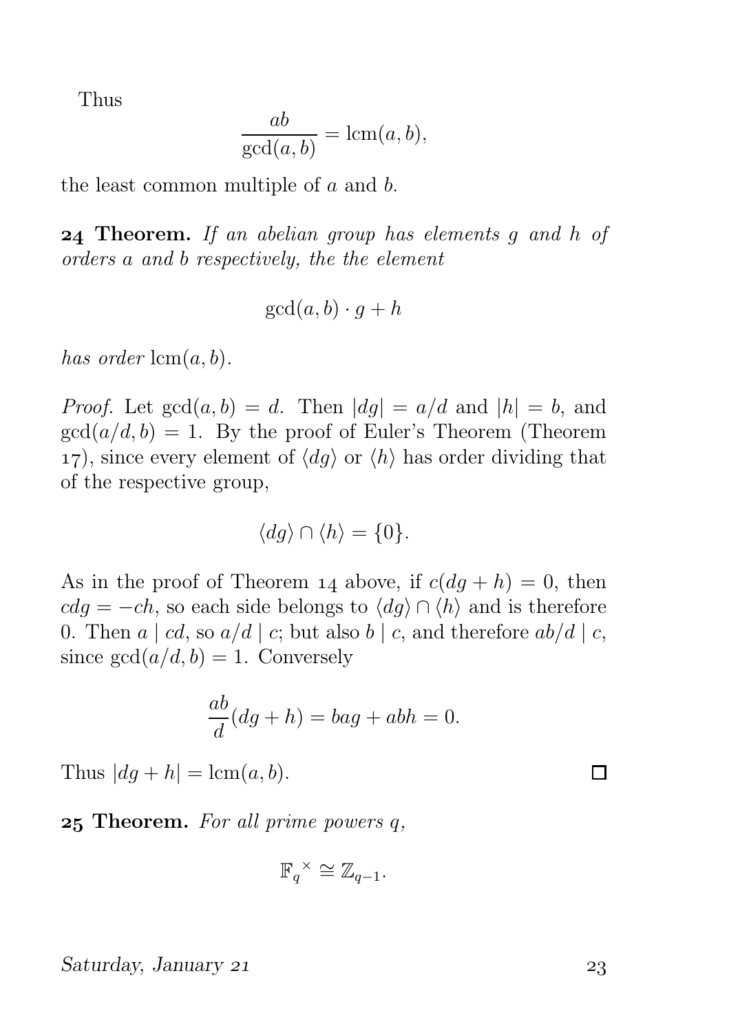Thus

$$\frac{ab}{\gcd(a,b)} = \operatorname{lcm}(a,b),$$

the least common multiple of $a$ and $b$.

**24 Theorem.** *If an abelian group has elements $g$ and $h$ of orders $a$ and $b$ respectively, the the element*

$$\gcd(a,b) \cdot g + h$$

*has order* $\operatorname{lcm}(a,b)$.

*Proof.* Let $\gcd(a,b) = d$. Then $|dg| = a/d$ and $|h| = b$, and $\gcd(a/d, b) = 1$. By the proof of Euler's Theorem (Theorem 17), since every element of $\langle dg \rangle$ or $\langle h \rangle$ has order dividing that of the respective group,

$$\langle dg \rangle \cap \langle h \rangle = \{0\}.$$

As in the proof of Theorem 14 above, if $c(dg + h) = 0$, then $cdg = -ch$, so each side belongs to $\langle dg \rangle \cap \langle h \rangle$ and is therefore 0. Then $a \mid cd$, so $a/d \mid c$; but also $b \mid c$, and therefore $ab/d \mid c$, since $\gcd(a/d, b) = 1$. Conversely

$$\frac{ab}{d}(dg + h) = bag + abh = 0.$$

Thus $|dg + h| = \operatorname{lcm}(a,b)$. □

**25 Theorem.** *For all prime powers $q$,*

$$\mathbb{F}_q{}^{\times} \cong \mathbb{Z}_{q-1}.$$

*Saturday, January 21*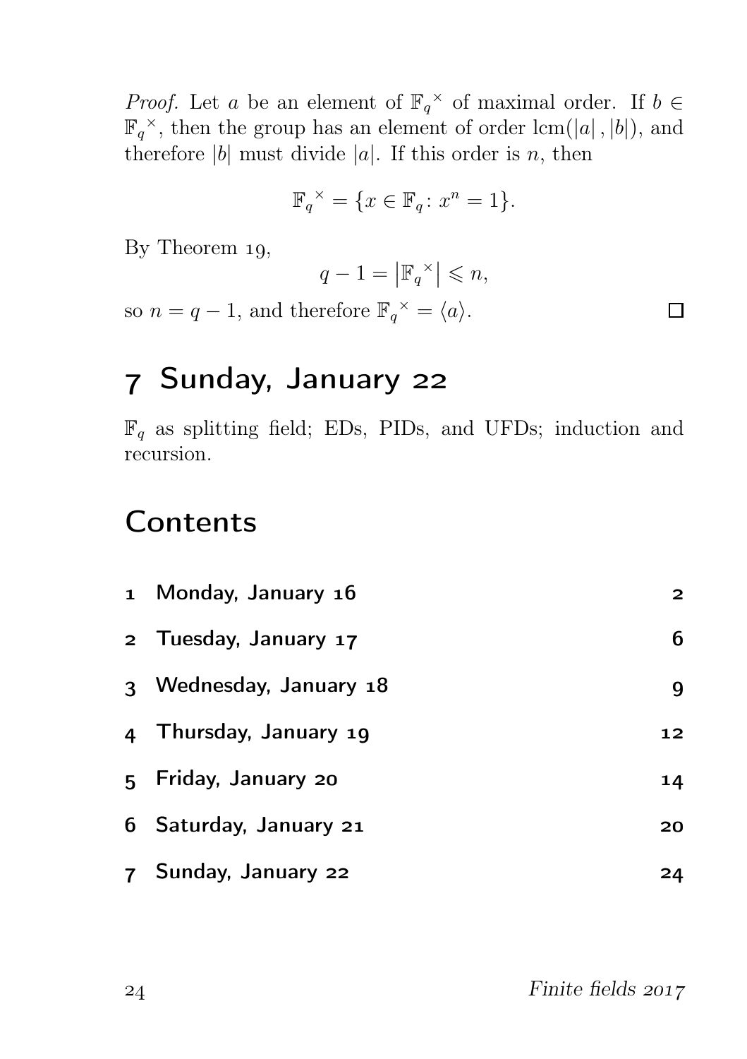*Proof.* Let $a$ be an element of ${\mathbb{F}_q}^\times$ of maximal order. If $b \in {\mathbb{F}_q}^\times$, then the group has an element of order $\operatorname{lcm}(|a|, |b|)$, and therefore $|b|$ must divide $|a|$. If this order is $n$, then

$$
{\mathbb{F}_q}^\times = \{x \in \mathbb{F}_q \colon x^n = 1\}.
$$

By Theorem 19,

$$
q - 1 = \left|{\mathbb{F}_q}^\times\right| \leqslant n,
$$

so $n = q - 1$, and therefore ${\mathbb{F}_q}^\times = \langle a \rangle$. □

# 7 Sunday, January 22

$\mathbb{F}_q$ as splitting field; EDs, PIDs, and UFDs; induction and recursion.

## Contents

| | | |
|---|---|---|
| 1 | Monday, January 16 | 2 |
| 2 | Tuesday, January 17 | 6 |
| 3 | Wednesday, January 18 | 9 |
| 4 | Thursday, January 19 | 12 |
| 5 | Friday, January 20 | 14 |
| 6 | Saturday, January 21 | 20 |
| 7 | Sunday, January 22 | 24 |